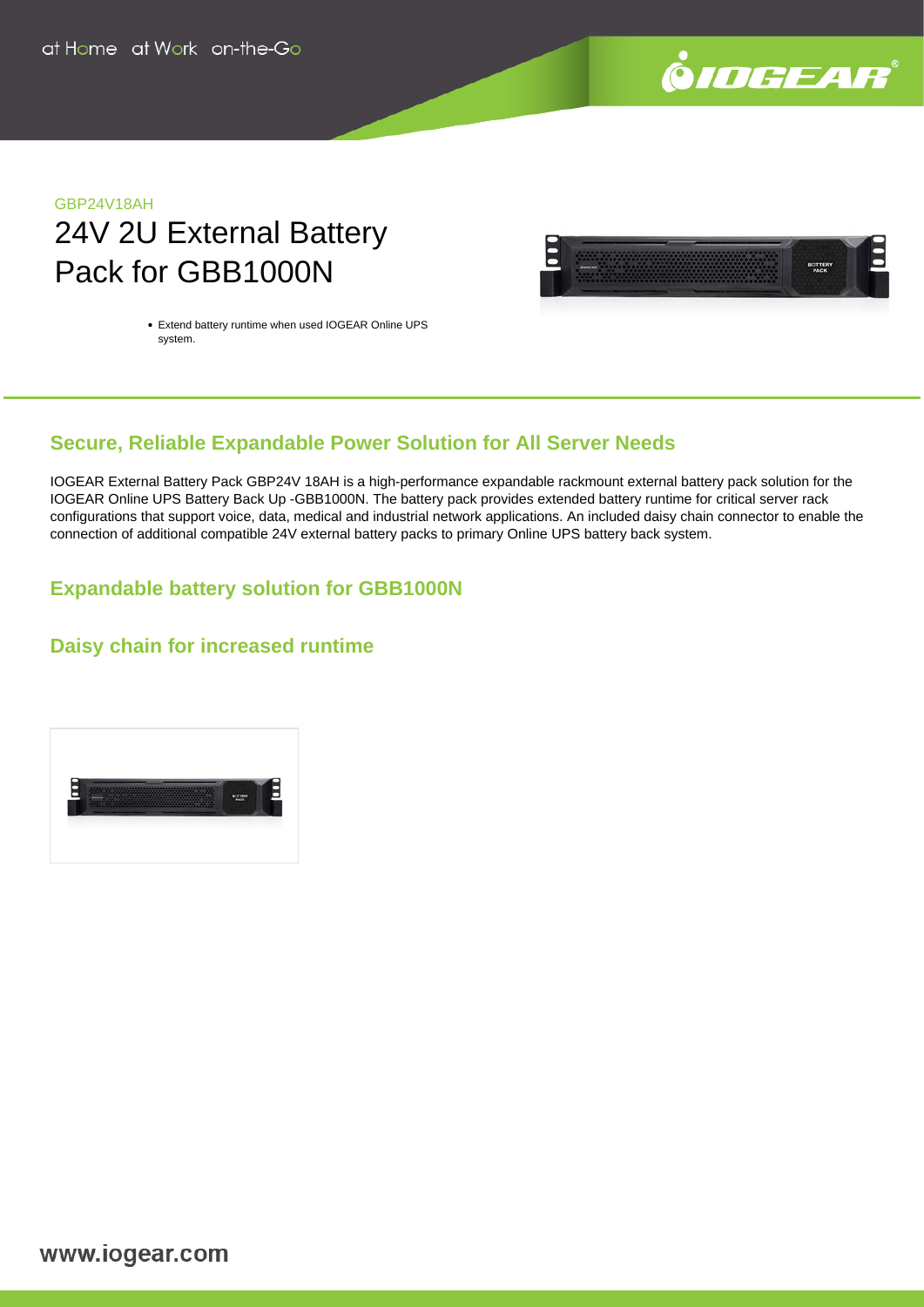GBP24V18AH

# 24V 2U External Battery Pack for GBB1000N

- Extend battery runtime when used IOGEAR Online UPS system.

## Secure, Reliable Expandable Power Solution for All Server Needs

IOGEAR External Battery Pack GBP24V 18AH is a high-performance expandable rackmount external battery pack solution for the IOGEAR Online UPS Battery Back Up -GBB1000N. The battery pack provides extended battery runtime for critical server rack configurations that support voice, data, medical and industrial network applications. An included daisy chain connector to enable the connection of additional compatible 24V external battery packs to primary Online UPS battery back system.

## Expandable battery solution for GBB1000N

## Daisy chain for increased runtime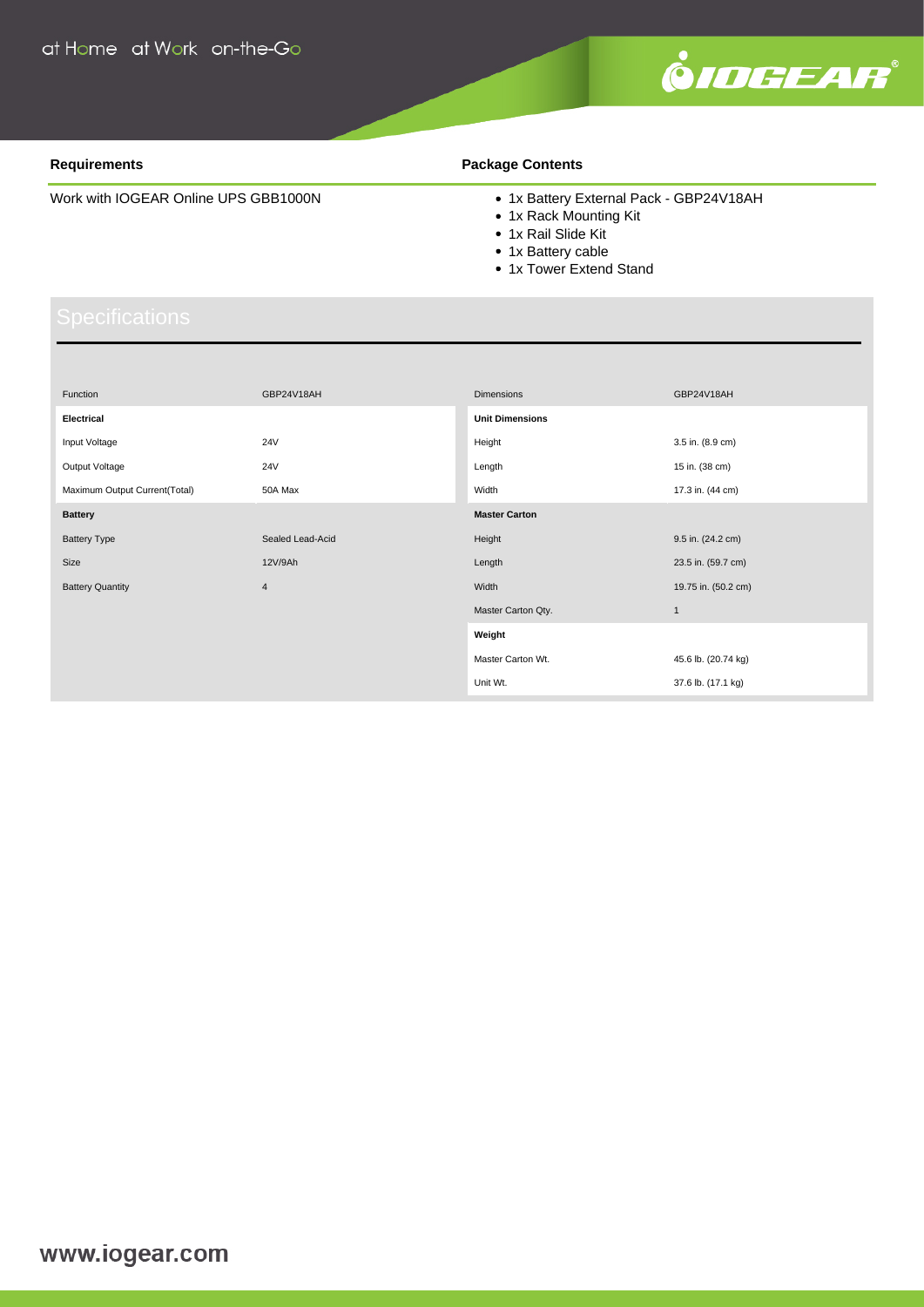## Requirements

Work with IOGEAR Online UPS GBB1000N

## Package Contents

- 1x Battery External Pack - GBP24V18AH
- 1x Rack Mounting Kit
- 1x Rail Slide Kit
- 1x Battery cable
- 1x Tower Extend Stand

## Specifications

| Function | GBP24V18AH |
| --- | --- |
| **Electrical** | |
| Input Voltage | 24V |
| Output Voltage | 24V |
| Maximum Output Current(Total) | 50A Max |
| **Battery** | |
| Battery Type | Sealed Lead-Acid |
| Size | 12V/9Ah |
| Battery Quantity | 4 |

| Dimensions | GBP24V18AH |
| --- | --- |
| **Unit Dimensions** | |
| Height | 3.5 in. (8.9 cm) |
| Length | 15 in. (38 cm) |
| Width | 17.3 in. (44 cm) |
| **Master Carton** | |
| Height | 9.5 in. (24.2 cm) |
| Length | 23.5 in. (59.7 cm) |
| Width | 19.75 in. (50.2 cm) |
| Master Carton Qty. | 1 |
| **Weight** | |
| Master Carton Wt. | 45.6 lb. (20.74 kg) |
| Unit Wt. | 37.6 lb. (17.1 kg) |

www.iogear.com